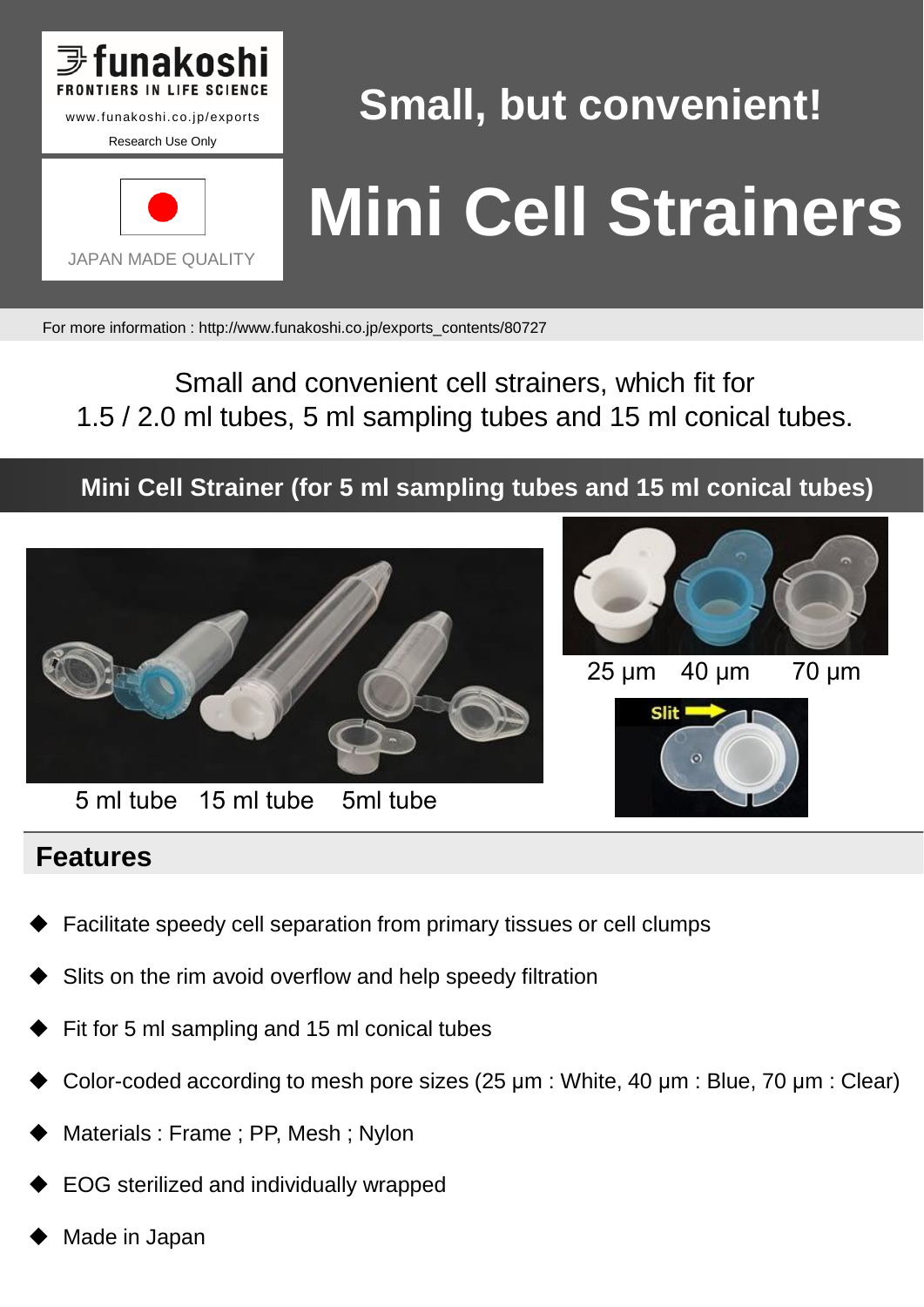funakoshi
FRONTIERS IN LIFE SCIENCE
www.funakoshi.co.jp/exports
Research Use Only

JAPAN MADE QUALITY

# Small, but convenient!

# Mini Cell Strainers

For more information : http://www.funakoshi.co.jp/exports_contents/80727

Small and convenient cell strainers, which fit for
1.5 / 2.0 ml tubes, 5 ml sampling tubes and 15 ml conical tubes.

## Mini Cell Strainer (for 5 ml sampling tubes and 15 ml conical tubes)

5 ml tube   15 ml tube   5ml tube

25 µm   40 µm   70 µm

Slit

## Features

- Facilitate speedy cell separation from primary tissues or cell clumps
- Slits on the rim avoid overflow and help speedy filtration
- Fit for 5 ml sampling and 15 ml conical tubes
- Color-coded according to mesh pore sizes (25 µm : White, 40 µm : Blue, 70 µm : Clear)
- Materials : Frame ; PP, Mesh ; Nylon
- EOG sterilized and individually wrapped
- Made in Japan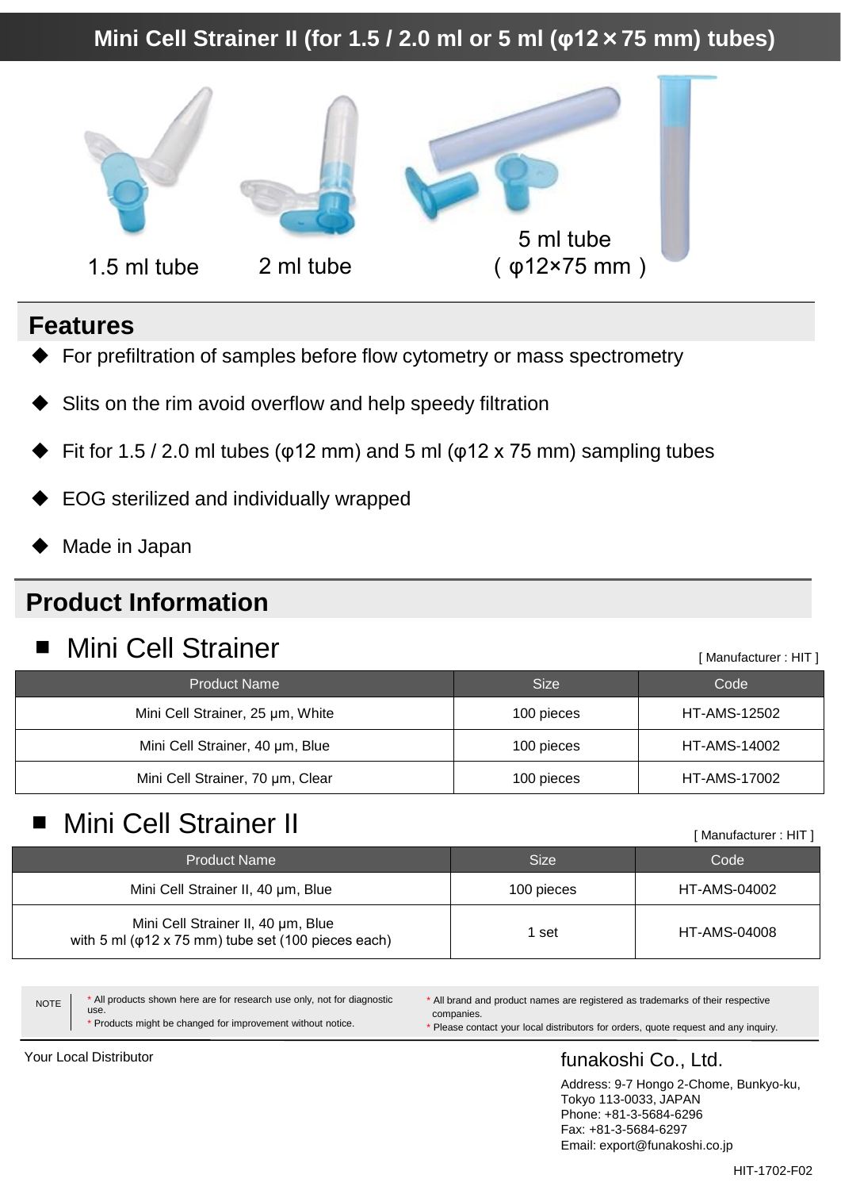# Mini Cell Strainer II (for 1.5 / 2.0 ml or 5 ml (φ12 × 75 mm) tubes)

1.5 ml tube

2 ml tube

5 ml tube
( φ12×75 mm )

## Features

- For prefiltration of samples before flow cytometry or mass spectrometry
- Slits on the rim avoid overflow and help speedy filtration
- Fit for 1.5 / 2.0 ml tubes (φ12 mm) and 5 ml (φ12 x 75 mm) sampling tubes
- EOG sterilized and individually wrapped
- Made in Japan

## Product Information

### Mini Cell Strainer

[ Manufacturer : HIT ]

| Product Name | Size | Code |
|---|---|---|
| Mini Cell Strainer, 25 µm, White | 100 pieces | HT-AMS-12502 |
| Mini Cell Strainer, 40 µm, Blue | 100 pieces | HT-AMS-14002 |
| Mini Cell Strainer, 70 µm, Clear | 100 pieces | HT-AMS-17002 |

### Mini Cell Strainer II

[ Manufacturer : HIT ]

| Product Name | Size | Code |
|---|---|---|
| Mini Cell Strainer II, 40 µm, Blue | 100 pieces | HT-AMS-04002 |
| Mini Cell Strainer II, 40 µm, Blue with 5 ml (φ12 x 75 mm) tube set (100 pieces each) | 1 set | HT-AMS-04008 |

NOTE

* All products shown here are for research use only, not for diagnostic use.
* Products might be changed for improvement without notice.
* All brand and product names are registered as trademarks of their respective companies.
* Please contact your local distributors for orders, quote request and any inquiry.

Your Local Distributor

funakoshi Co., Ltd.

Address: 9-7 Hongo 2-Chome, Bunkyo-ku, Tokyo 113-0033, JAPAN
Phone: +81-3-5684-6296
Fax: +81-3-5684-6297
Email: export@funakoshi.co.jp

HIT-1702-F02